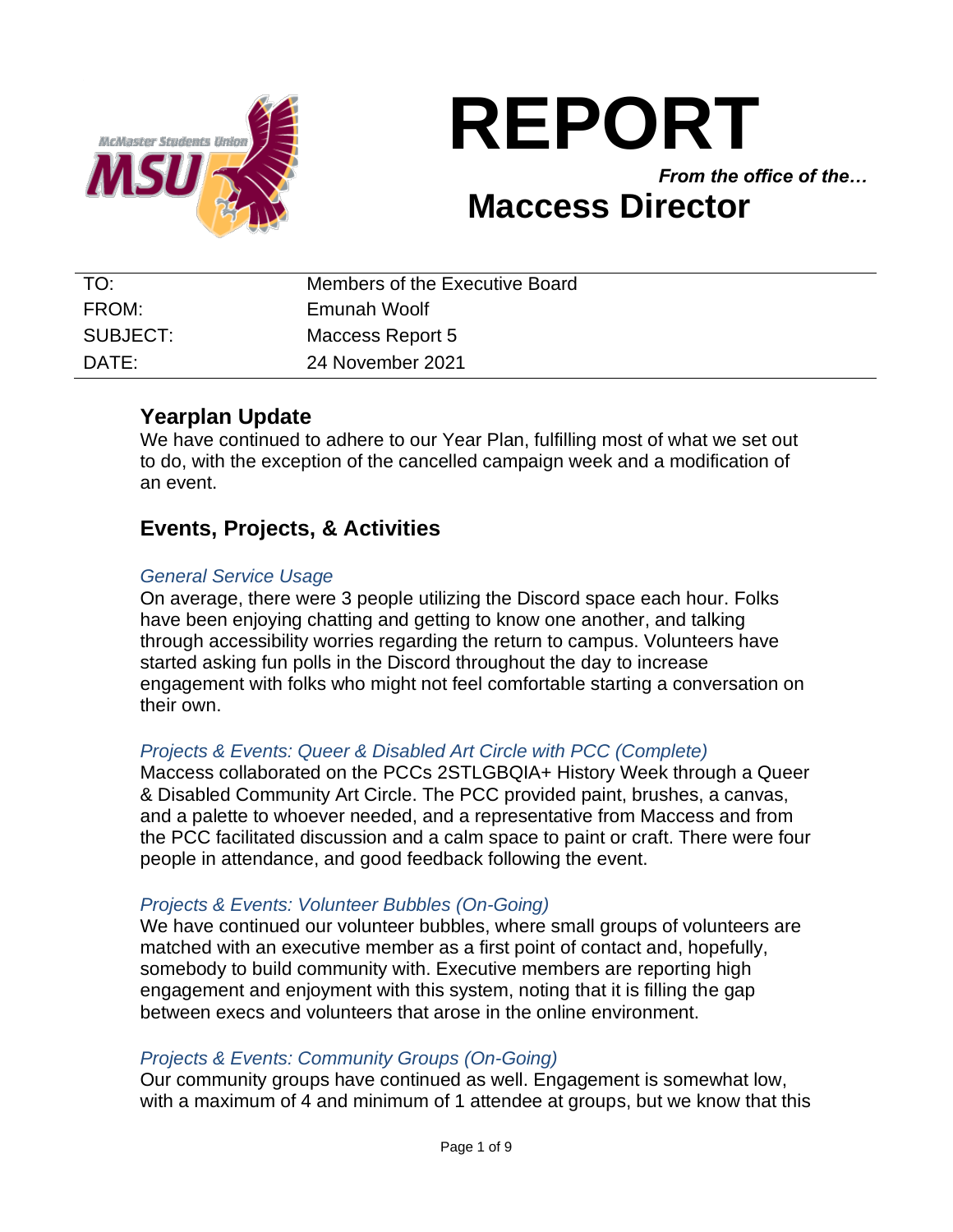# REPORT

*From the office of the…*

## Maccess Director

| | |
|---|---|
| TO: | Members of the Executive Board |
| FROM: | Emunah Woolf |
| SUBJECT: | Maccess Report 5 |
| DATE: | 24 November 2021 |

## Yearplan Update

We have continued to adhere to our Year Plan, fulfilling most of what we set out to do, with the exception of the cancelled campaign week and a modification of an event.

## Events, Projects, & Activities

### *General Service Usage*

On average, there were 3 people utilizing the Discord space each hour. Folks have been enjoying chatting and getting to know one another, and talking through accessibility worries regarding the return to campus. Volunteers have started asking fun polls in the Discord throughout the day to increase engagement with folks who might not feel comfortable starting a conversation on their own.

### *Projects & Events: Queer & Disabled Art Circle with PCC (Complete)*

Maccess collaborated on the PCCs 2STLGBQIA+ History Week through a Queer & Disabled Community Art Circle. The PCC provided paint, brushes, a canvas, and a palette to whoever needed, and a representative from Maccess and from the PCC facilitated discussion and a calm space to paint or craft. There were four people in attendance, and good feedback following the event.

### *Projects & Events: Volunteer Bubbles (On-Going)*

We have continued our volunteer bubbles, where small groups of volunteers are matched with an executive member as a first point of contact and, hopefully, somebody to build community with. Executive members are reporting high engagement and enjoyment with this system, noting that it is filling the gap between execs and volunteers that arose in the online environment.

### *Projects & Events: Community Groups (On-Going)*

Our community groups have continued as well. Engagement is somewhat low, with a maximum of 4 and minimum of 1 attendee at groups, but we know that this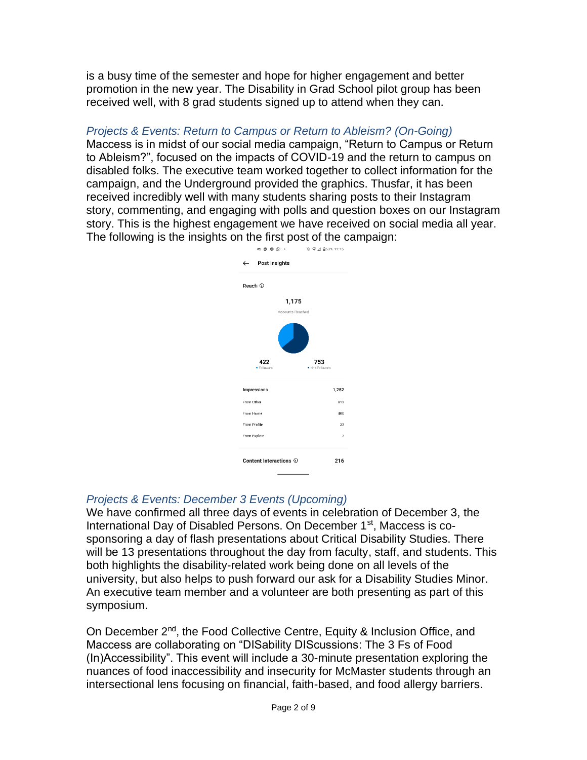is a busy time of the semester and hope for higher engagement and better promotion in the new year. The Disability in Grad School pilot group has been received well, with 8 grad students signed up to attend when they can.

### *Projects & Events: Return to Campus or Return to Ableism? (On-Going)*

Maccess is in midst of our social media campaign, "Return to Campus or Return to Ableism?", focused on the impacts of COVID-19 and the return to campus on disabled folks. The executive team worked together to collect information for the campaign, and the Underground provided the graphics. Thusfar, it has been received incredibly well with many students sharing posts to their Instagram story, commenting, and engaging with polls and question boxes on our Instagram story. This is the highest engagement we have received on social media all year. The following is the insights on the first post of the campaign:

**Post Insights**

**Reach**

1,175
Accounts Reached

422 Followers | 753 Non-Followers

| Impressions | 1,252 |
|---|---|
| From Other | 812 |
| From Home | 400 |
| From Profile | 33 |
| From Explore | 7 |
| **Content Interactions** | **216** |

### *Projects & Events: December 3 Events (Upcoming)*

We have confirmed all three days of events in celebration of December 3, the International Day of Disabled Persons. On December 1st, Maccess is co-sponsoring a day of flash presentations about Critical Disability Studies. There will be 13 presentations throughout the day from faculty, staff, and students. This both highlights the disability-related work being done on all levels of the university, but also helps to push forward our ask for a Disability Studies Minor. An executive team member and a volunteer are both presenting as part of this symposium.

On December 2nd, the Food Collective Centre, Equity & Inclusion Office, and Maccess are collaborating on "DISability DIScussions: The 3 Fs of Food (In)Accessibility". This event will include a 30-minute presentation exploring the nuances of food inaccessibility and insecurity for McMaster students through an intersectional lens focusing on financial, faith-based, and food allergy barriers.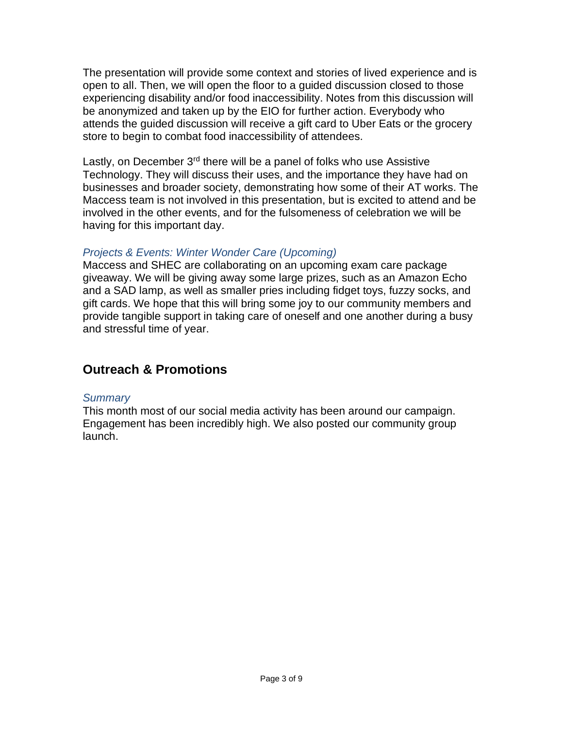The presentation will provide some context and stories of lived experience and is open to all. Then, we will open the floor to a guided discussion closed to those experiencing disability and/or food inaccessibility. Notes from this discussion will be anonymized and taken up by the EIO for further action. Everybody who attends the guided discussion will receive a gift card to Uber Eats or the grocery store to begin to combat food inaccessibility of attendees.

Lastly, on December 3rd there will be a panel of folks who use Assistive Technology. They will discuss their uses, and the importance they have had on businesses and broader society, demonstrating how some of their AT works. The Maccess team is not involved in this presentation, but is excited to attend and be involved in the other events, and for the fulsomeness of celebration we will be having for this important day.

### *Projects & Events: Winter Wonder Care (Upcoming)*

Maccess and SHEC are collaborating on an upcoming exam care package giveaway. We will be giving away some large prizes, such as an Amazon Echo and a SAD lamp, as well as smaller pries including fidget toys, fuzzy socks, and gift cards. We hope that this will bring some joy to our community members and provide tangible support in taking care of oneself and one another during a busy and stressful time of year.

## Outreach & Promotions

### *Summary*

This month most of our social media activity has been around our campaign. Engagement has been incredibly high. We also posted our community group launch.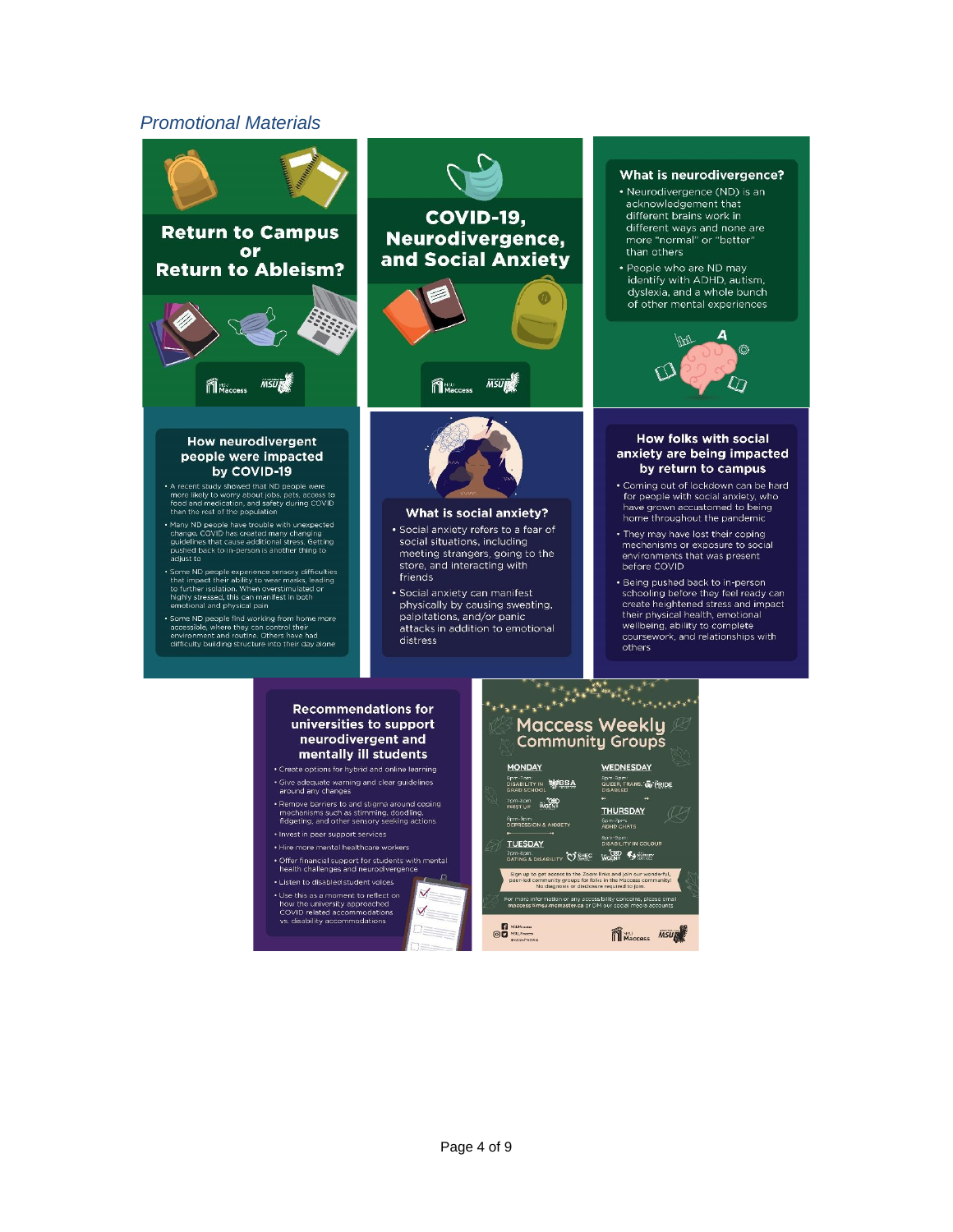*Promotional Materials*

**Return to Campus or Return to Ableism?**

MSU Maccess

**COVID-19, Neurodivergence, and Social Anxiety**

MSU Maccess

**What is neurodivergence?**

- Neurodivergence (ND) is an acknowledgement that different brains work in different ways and none are more "normal" or "better" than others
- People who are ND may identify with ADHD, autism, dyslexia, and a whole bunch of other mental experiences

**How neurodivergent people were impacted by COVID-19**

- A recent study showed that ND people were more likely to worry about jobs, pets, access to food and medication, and safety during COVID than the rest of the population
- Many ND people have trouble with unexpected change. COVID has created many changing guidelines that cause additional stress. Getting pushed back to in-person is another thing to adjust to
- Some ND people experience sensory difficulties that impact their ability to wear masks, leading to further isolation. When overstimulated or highly stressed, this can manifest in both emotional and physical pain
- Some ND people find working from home more accessible, where they can control their environment and routine. Others have had difficulty building structure into their day alone

**What is social anxiety?**

- Social anxiety refers to a fear of social situations, including meeting strangers, going to the store, and interacting with friends
- Social anxiety can manifest physically by causing sweating, palpitations, and/or panic attacks in addition to emotional distress

**How folks with social anxiety are being impacted by return to campus**

- Coming out of lockdown can be hard for people with social anxiety, who have grown accustomed to being home throughout the pandemic
- They may have lost their coping mechanisms or exposure to social environments that was present before COVID
- Being pushed back to in-person schooling before they feel ready can create heightened stress and impact their physical health, emotional wellbeing, ability to complete coursework, and relationships with others

**Recommendations for universities to support neurodivergent and mentally ill students**

- Create options for hybrid and online learning
- Give adequate warning and clear guidelines around any changes
- Remove barriers to and stigma around coping mechanisms such as stimming, doodling, fidgeting, and other sensory seeking actions
- Invest in peer support services
- Hire more mental healthcare workers
- Offer financial support for students with mental health challenges and neurodivergence
- Listen to disabled student voices
- Use this as a moment to reflect on how the university approached COVID related accommodations vs. disability accommodations

**Maccess Weekly Community Groups**

MONDAY
- 6pm–7pm: DISABILITY IN GRAD SCHOOL
- 7pm–8pm: FIRST UP
- 8pm–9pm: DEPRESSION & ANXIETY

TUESDAY
- 7pm–8pm: DATING & DISABILITY

WEDNESDAY
- 8pm–9pm: QUEER, TRANS, & DISABLED

THURSDAY
- 6pm–7pm: ADHD CHATS
- 8pm–9pm: DISABILITY IN COLOUR

Sign up to get access to the Zoom links and join our wonderful, peer-led community groups for folks in the Maccess community! No diagnosis or disclosure required to join.

For more information or any accessibility concerns, please email maccess@msumcmaster.ca or DM our social media accounts

MSU Maccess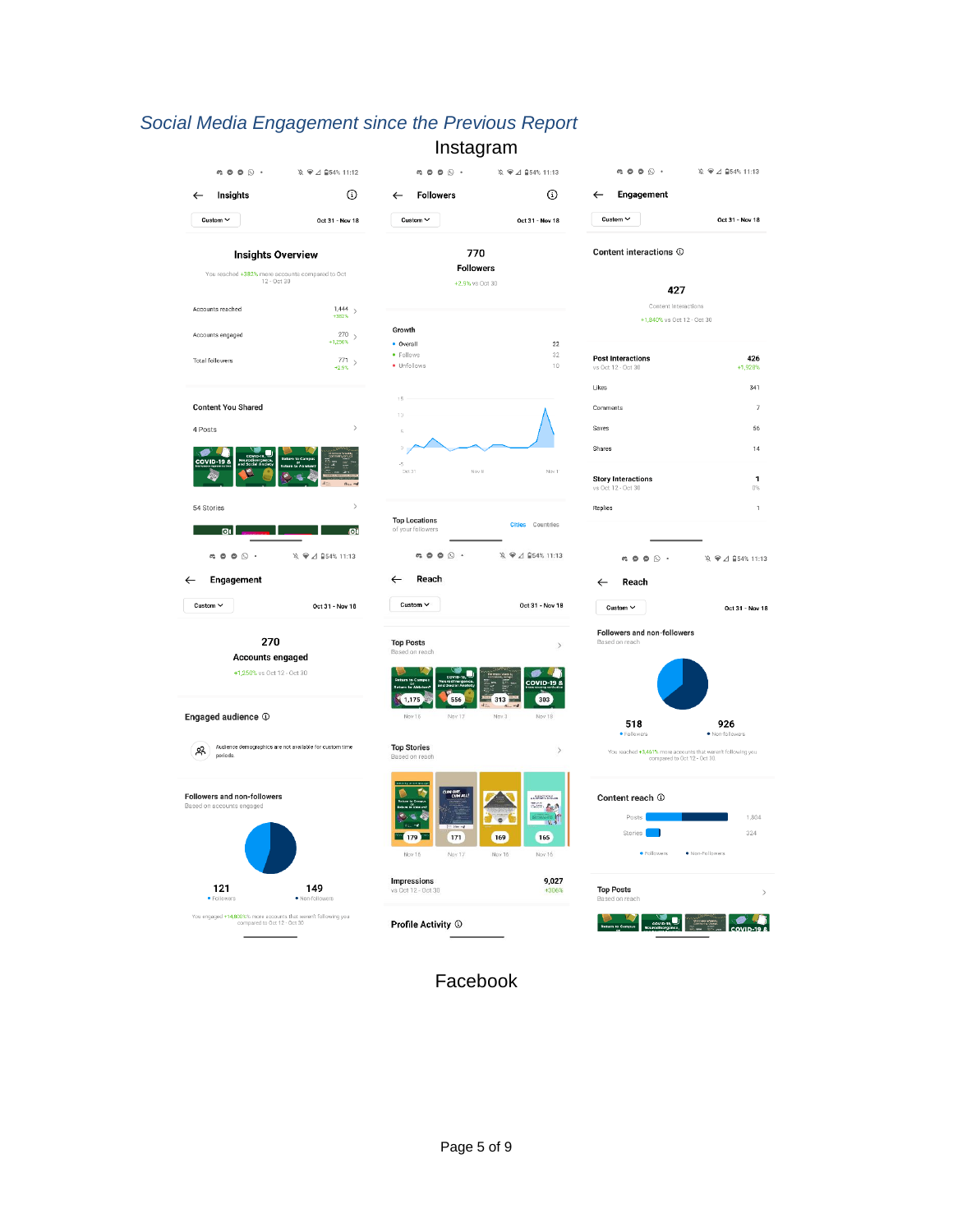## *Social Media Engagement since the Previous Report*

### Instagram

**Insights** — Custom — Oct 31 - Nov 18

**Insights Overview**

You reached +383% more accounts compared to Oct 12 - Oct 30

| | |
|---|---|
| Accounts reached | 1,444 (+383%) |
| Accounts engaged | 270 (+1,250%) |
| Total followers | 771 (+2.9%) |

**Content You Shared**

4 Posts

54 Stories

**Followers** — Custom — Oct 31 - Nov 18

770
Followers
+2.9% vs Oct 30

**Growth**

| | |
|---|---|
| Overall | 22 |
| Follows | 32 |
| Unfollows | 10 |

Top Locations of your followers — Cities — Countries

**Engagement** — Custom — Oct 31 - Nov 18

Content interactions

427
Content interactions
+1,840% vs Oct 12 - Oct 30

| | |
|---|---|
| **Post Interactions** (vs Oct 12 - Oct 30) | **426** (+1,928%) |
| Likes | 341 |
| Comments | 7 |
| Saves | 56 |
| Shares | 14 |
| **Story Interactions** (vs Oct 12 - Oct 30) | **1** (0%) |
| Replies | 1 |

**Engagement** — Custom — Oct 31 - Nov 18

270
Accounts engaged
+1,250% vs Oct 12 - Oct 30

Engaged audience

Audience demographics are not available for custom time periods.

Followers and non-followers — Based on accounts engaged

121 Followers — 149 Non-followers

You engaged +14,800% more accounts that weren't following you compared to Oct 12 - Oct 30

**Reach** — Custom — Oct 31 - Nov 18

Top Posts — Based on reach

| 1,175 | 556 | 313 | 303 |
|---|---|---|---|
| Nov 16 | Nov 17 | Nov 3 | Nov 18 |

Top Stories — Based on reach

| 179 | 171 | 169 | 165 |
|---|---|---|---|
| Nov 16 | Nov 17 | Nov 16 | Nov 16 |

Impressions (vs Oct 12 - Oct 30): 9,027 (+306%)

Profile Activity

**Reach** — Custom — Oct 31 - Nov 18

Followers and non-followers — Based on reach

518 Followers — 926 Non-followers

You reached +3,441% more accounts that weren't following you compared to Oct 12 - Oct 30

Content reach

| | |
|---|---|
| Posts | 1,804 |
| Stories | 324 |

Top Posts — Based on reach

### Facebook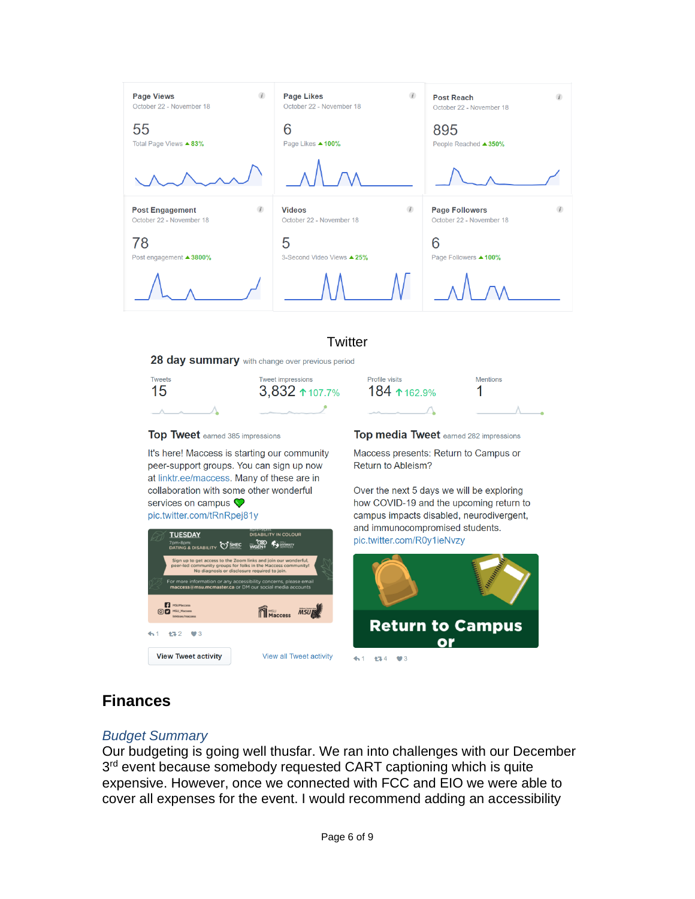| Page Views | Page Likes | Post Reach |
| --- | --- | --- |
| October 22 - November 18 | October 22 - November 18 | October 22 - November 18 |
| 55 | 6 | 895 |
| Total Page Views ▲83% | Page Likes ▲100% | People Reached ▲350% |

| Post Engagement | Videos | Page Followers |
| --- | --- | --- |
| October 22 - November 18 | October 22 - November 18 | October 22 - November 18 |
| 78 | 5 | 6 |
| Post engagement ▲3800% | 3-Second Video Views ▲25% | Page Followers ▲100% |

## Twitter

**28 day summary** with change over previous period

| Tweets | Tweet impressions | Profile visits | Mentions |
| --- | --- | --- | --- |
| 15 | 3,832 ↑107.7% | 184 ↑162.9% | 1 |

**Top Tweet** earned 385 impressions

It's here! Maccess is starting our community peer-support groups. You can sign up now at linktr.ee/maccess. Many of these are in collaboration with some other wonderful services on campus 💚 pic.twitter.com/tRnRpej81y

↰1 ⟲2 ♥3

View Tweet activity

View all Tweet activity

**Top media Tweet** earned 282 impressions

Maccess presents: Return to Campus or Return to Ableism?

Over the next 5 days we will be exploring how COVID-19 and the upcoming return to campus impacts disabled, neurodivergent, and immunocompromised students. pic.twitter.com/R0y1ieNvzy

↰1 ⟲4 ♥3

# Finances

## *Budget Summary*

Our budgeting is going well thusfar. We ran into challenges with our December 3rd event because somebody requested CART captioning which is quite expensive. However, once we connected with FCC and EIO we were able to cover all expenses for the event. I would recommend adding an accessibility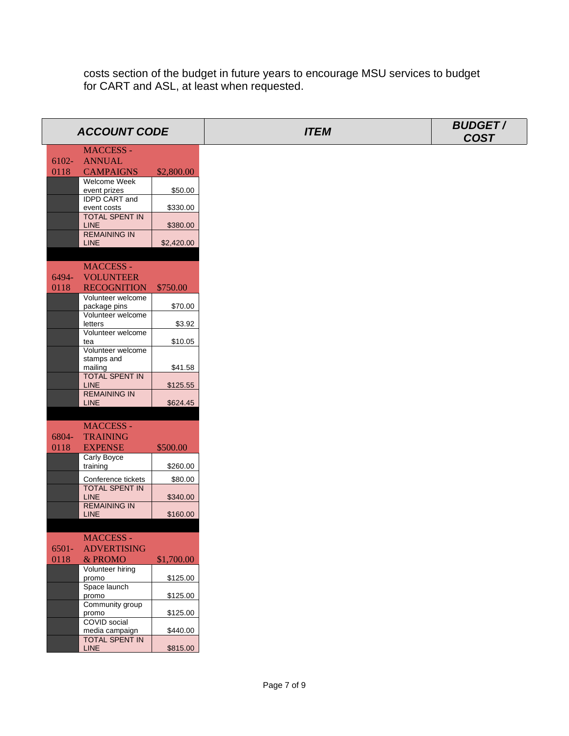costs section of the budget in future years to encourage MSU services to budget for CART and ASL, at least when requested.

| ACCOUNT CODE | | | ITEM | BUDGET / COST |
|---|---|---|---|---|
| 6102-0118 | MACCESS - ANNUAL CAMPAIGNS | $2,800.00 | | |
| | Welcome Week event prizes | $50.00 | | |
| | IDPD CART and event costs | $330.00 | | |
| | TOTAL SPENT IN LINE | $380.00 | | |
| | REMAINING IN LINE | $2,420.00 | | |
| | | | | |
| 6494-0118 | MACCESS - VOLUNTEER RECOGNITION | $750.00 | | |
| | Volunteer welcome package pins | $70.00 | | |
| | Volunteer welcome letters | $3.92 | | |
| | Volunteer welcome tea | $10.05 | | |
| | Volunteer welcome stamps and mailing | $41.58 | | |
| | TOTAL SPENT IN LINE | $125.55 | | |
| | REMAINING IN LINE | $624.45 | | |
| | | | | |
| 6804-0118 | MACCESS - TRAINING EXPENSE | $500.00 | | |
| | Carly Boyce training | $260.00 | | |
| | Conference tickets | $80.00 | | |
| | TOTAL SPENT IN LINE | $340.00 | | |
| | REMAINING IN LINE | $160.00 | | |
| | | | | |
| 6501-0118 | MACCESS - ADVERTISING & PROMO | $1,700.00 | | |
| | Volunteer hiring promo | $125.00 | | |
| | Space launch promo | $125.00 | | |
| | Community group promo | $125.00 | | |
| | COVID social media campaign | $440.00 | | |
| | TOTAL SPENT IN LINE | $815.00 | | |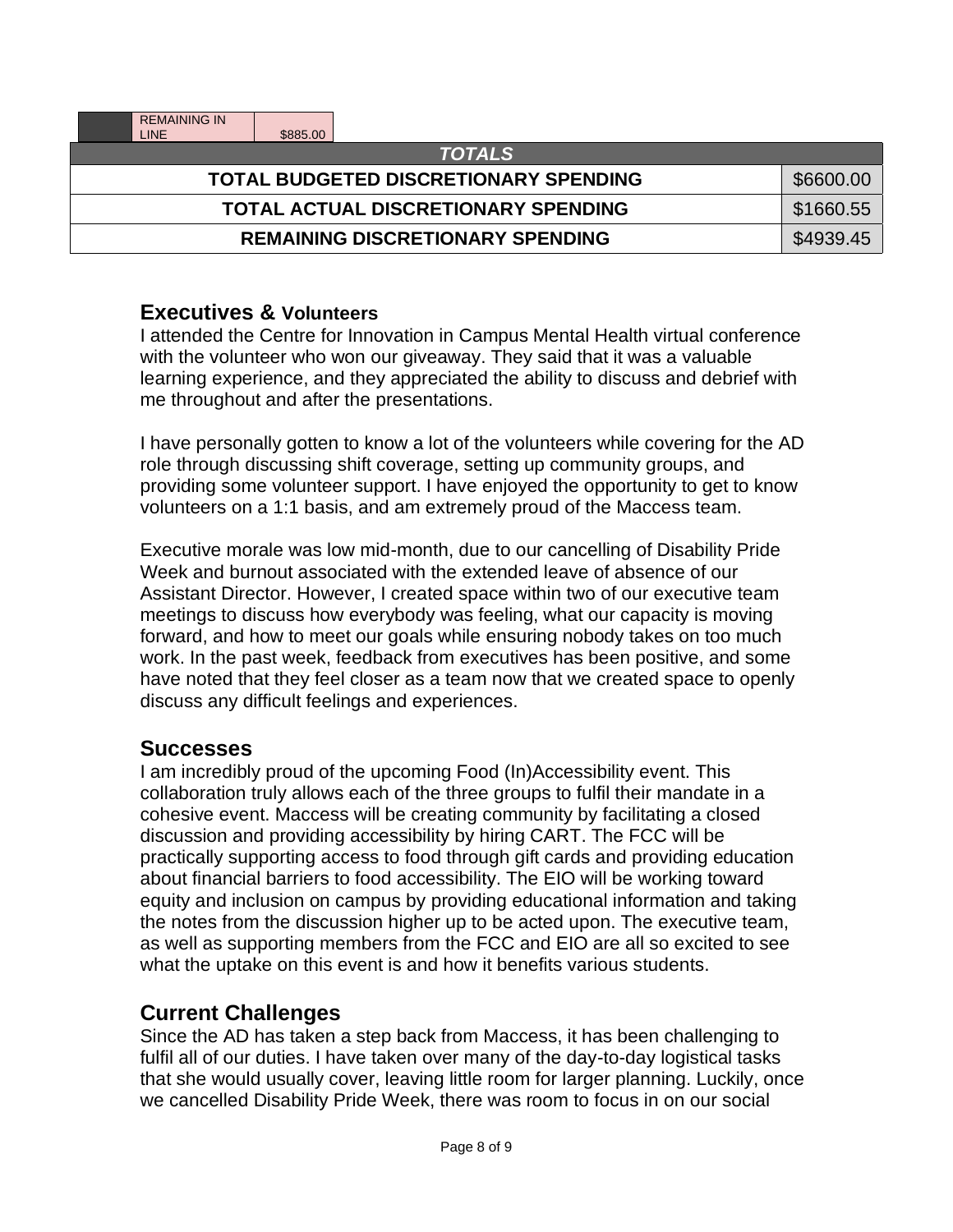| | REMAINING IN LINE | $885.00 |
|---|---|---|

| *TOTALS* | |
|---|---|
| TOTAL BUDGETED DISCRETIONARY SPENDING | $6600.00 |
| TOTAL ACTUAL DISCRETIONARY SPENDING | $1660.55 |
| REMAINING DISCRETIONARY SPENDING | $4939.45 |

## Executives & Volunteers

I attended the Centre for Innovation in Campus Mental Health virtual conference with the volunteer who won our giveaway. They said that it was a valuable learning experience, and they appreciated the ability to discuss and debrief with me throughout and after the presentations.

I have personally gotten to know a lot of the volunteers while covering for the AD role through discussing shift coverage, setting up community groups, and providing some volunteer support. I have enjoyed the opportunity to get to know volunteers on a 1:1 basis, and am extremely proud of the Maccess team.

Executive morale was low mid-month, due to our cancelling of Disability Pride Week and burnout associated with the extended leave of absence of our Assistant Director. However, I created space within two of our executive team meetings to discuss how everybody was feeling, what our capacity is moving forward, and how to meet our goals while ensuring nobody takes on too much work. In the past week, feedback from executives has been positive, and some have noted that they feel closer as a team now that we created space to openly discuss any difficult feelings and experiences.

## Successes

I am incredibly proud of the upcoming Food (In)Accessibility event. This collaboration truly allows each of the three groups to fulfil their mandate in a cohesive event. Maccess will be creating community by facilitating a closed discussion and providing accessibility by hiring CART. The FCC will be practically supporting access to food through gift cards and providing education about financial barriers to food accessibility. The EIO will be working toward equity and inclusion on campus by providing educational information and taking the notes from the discussion higher up to be acted upon. The executive team, as well as supporting members from the FCC and EIO are all so excited to see what the uptake on this event is and how it benefits various students.

## Current Challenges

Since the AD has taken a step back from Maccess, it has been challenging to fulfil all of our duties. I have taken over many of the day-to-day logistical tasks that she would usually cover, leaving little room for larger planning. Luckily, once we cancelled Disability Pride Week, there was room to focus in on our social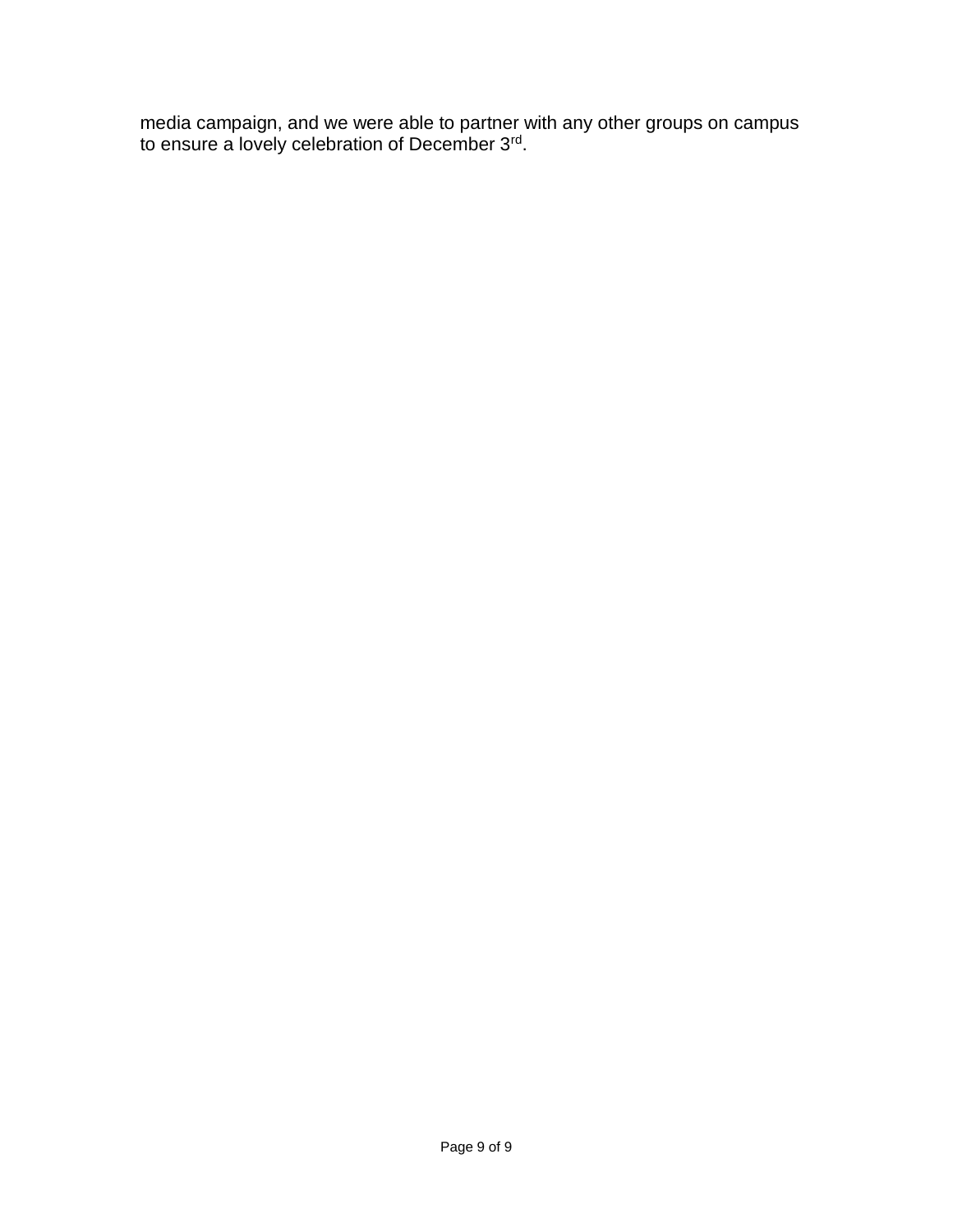media campaign, and we were able to partner with any other groups on campus to ensure a lovely celebration of December 3rd.